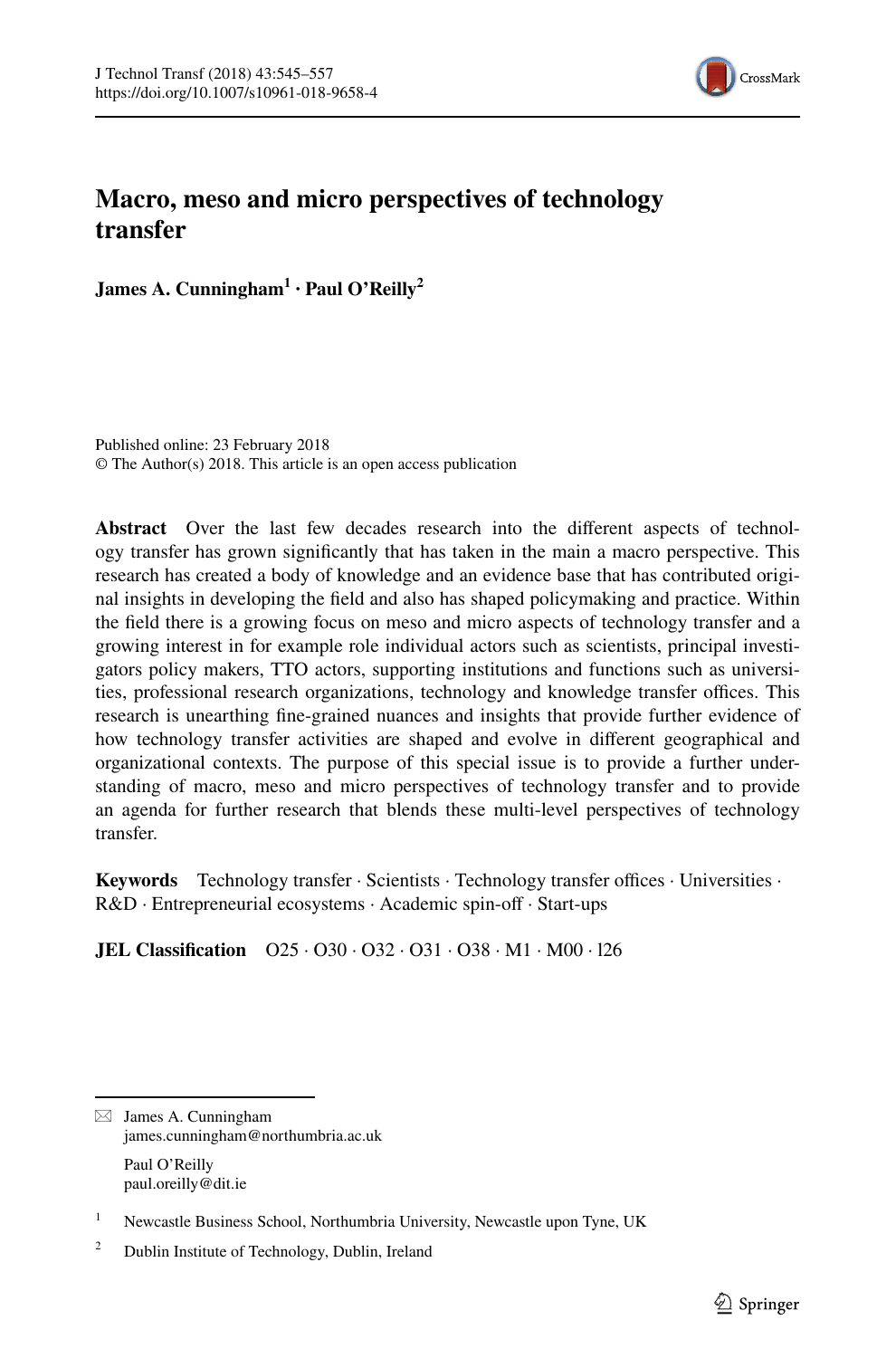# Macro, meso and micro perspectives of technology transfer

**James A. Cunningham[1] · Paul O'Reilly[2]**

Published online: 23 February 2018
© The Author(s) 2018. This article is an open access publication

**Abstract** Over the last few decades research into the different aspects of technology transfer has grown significantly that has taken in the main a macro perspective. This research has created a body of knowledge and an evidence base that has contributed original insights in developing the field and also has shaped policymaking and practice. Within the field there is a growing focus on meso and micro aspects of technology transfer and a growing interest in for example role individual actors such as scientists, principal investigators policy makers, TTO actors, supporting institutions and functions such as universities, professional research organizations, technology and knowledge transfer offices. This research is unearthing fine-grained nuances and insights that provide further evidence of how technology transfer activities are shaped and evolve in different geographical and organizational contexts. The purpose of this special issue is to provide a further understanding of macro, meso and micro perspectives of technology transfer and to provide an agenda for further research that blends these multi-level perspectives of technology transfer.

**Keywords** Technology transfer · Scientists · Technology transfer offices · Universities · R&D · Entrepreneurial ecosystems · Academic spin-off · Start-ups

**JEL Classification** O25 · O30 · O32 · O31 · O38 · M1 · M00 · l26

✉ James A. Cunningham
james.cunningham@northumbria.ac.uk

Paul O'Reilly
paul.oreilly@dit.ie

[1] Newcastle Business School, Northumbria University, Newcastle upon Tyne, UK

[2] Dublin Institute of Technology, Dublin, Ireland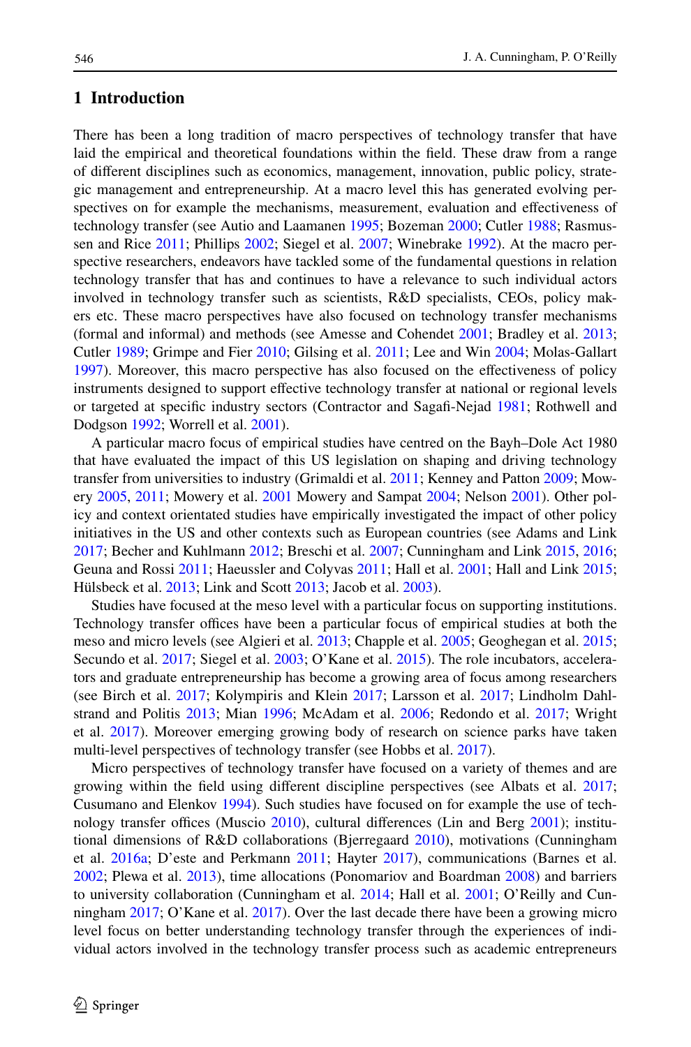## 1 Introduction

There has been a long tradition of macro perspectives of technology transfer that have laid the empirical and theoretical foundations within the field. These draw from a range of different disciplines such as economics, management, innovation, public policy, strategic management and entrepreneurship. At a macro level this has generated evolving perspectives on for example the mechanisms, measurement, evaluation and effectiveness of technology transfer (see Autio and Laamanen 1995; Bozeman 2000; Cutler 1988; Rasmussen and Rice 2011; Phillips 2002; Siegel et al. 2007; Winebrake 1992). At the macro perspective researchers, endeavors have tackled some of the fundamental questions in relation technology transfer that has and continues to have a relevance to such individual actors involved in technology transfer such as scientists, R&D specialists, CEOs, policy makers etc. These macro perspectives have also focused on technology transfer mechanisms (formal and informal) and methods (see Amesse and Cohendet 2001; Bradley et al. 2013; Cutler 1989; Grimpe and Fier 2010; Gilsing et al. 2011; Lee and Win 2004; Molas-Gallart 1997). Moreover, this macro perspective has also focused on the effectiveness of policy instruments designed to support effective technology transfer at national or regional levels or targeted at specific industry sectors (Contractor and Sagafi-Nejad 1981; Rothwell and Dodgson 1992; Worrell et al. 2001).

A particular macro focus of empirical studies have centred on the Bayh–Dole Act 1980 that have evaluated the impact of this US legislation on shaping and driving technology transfer from universities to industry (Grimaldi et al. 2011; Kenney and Patton 2009; Mowery 2005, 2011; Mowery et al. 2001 Mowery and Sampat 2004; Nelson 2001). Other policy and context orientated studies have empirically investigated the impact of other policy initiatives in the US and other contexts such as European countries (see Adams and Link 2017; Becher and Kuhlmann 2012; Breschi et al. 2007; Cunningham and Link 2015, 2016; Geuna and Rossi 2011; Haeussler and Colyvas 2011; Hall et al. 2001; Hall and Link 2015; Hülsbeck et al. 2013; Link and Scott 2013; Jacob et al. 2003).

Studies have focused at the meso level with a particular focus on supporting institutions. Technology transfer offices have been a particular focus of empirical studies at both the meso and micro levels (see Algieri et al. 2013; Chapple et al. 2005; Geoghegan et al. 2015; Secundo et al. 2017; Siegel et al. 2003; O'Kane et al. 2015). The role incubators, accelerators and graduate entrepreneurship has become a growing area of focus among researchers (see Birch et al. 2017; Kolympiris and Klein 2017; Larsson et al. 2017; Lindholm Dahlstrand and Politis 2013; Mian 1996; McAdam et al. 2006; Redondo et al. 2017; Wright et al. 2017). Moreover emerging growing body of research on science parks have taken multi-level perspectives of technology transfer (see Hobbs et al. 2017).

Micro perspectives of technology transfer have focused on a variety of themes and are growing within the field using different discipline perspectives (see Albats et al. 2017; Cusumano and Elenkov 1994). Such studies have focused on for example the use of technology transfer offices (Muscio 2010), cultural differences (Lin and Berg 2001); institutional dimensions of R&D collaborations (Bjerregaard 2010), motivations (Cunningham et al. 2016a; D'este and Perkmann 2011; Hayter 2017), communications (Barnes et al. 2002; Plewa et al. 2013), time allocations (Ponomariov and Boardman 2008) and barriers to university collaboration (Cunningham et al. 2014; Hall et al. 2001; O'Reilly and Cunningham 2017; O'Kane et al. 2017). Over the last decade there have been a growing micro level focus on better understanding technology transfer through the experiences of individual actors involved in the technology transfer process such as academic entrepreneurs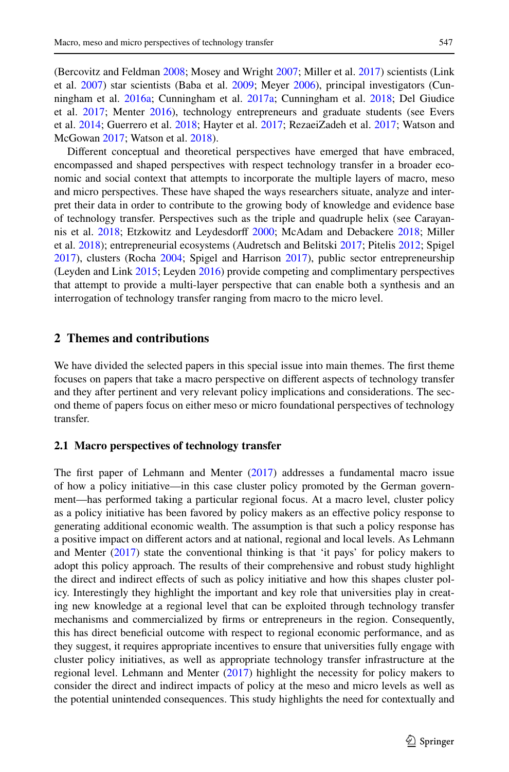(Bercovitz and Feldman 2008; Mosey and Wright 2007; Miller et al. 2017) scientists (Link et al. 2007) star scientists (Baba et al. 2009; Meyer 2006), principal investigators (Cunningham et al. 2016a; Cunningham et al. 2017a; Cunningham et al. 2018; Del Giudice et al. 2017; Menter 2016), technology entrepreneurs and graduate students (see Evers et al. 2014; Guerrero et al. 2018; Hayter et al. 2017; RezaeiZadeh et al. 2017; Watson and McGowan 2017; Watson et al. 2018).

Different conceptual and theoretical perspectives have emerged that have embraced, encompassed and shaped perspectives with respect technology transfer in a broader economic and social context that attempts to incorporate the multiple layers of macro, meso and micro perspectives. These have shaped the ways researchers situate, analyze and interpret their data in order to contribute to the growing body of knowledge and evidence base of technology transfer. Perspectives such as the triple and quadruple helix (see Carayannis et al. 2018; Etzkowitz and Leydesdorff 2000; McAdam and Debackere 2018; Miller et al. 2018); entrepreneurial ecosystems (Audretsch and Belitski 2017; Pitelis 2012; Spigel 2017), clusters (Rocha 2004; Spigel and Harrison 2017), public sector entrepreneurship (Leyden and Link 2015; Leyden 2016) provide competing and complimentary perspectives that attempt to provide a multi-layer perspective that can enable both a synthesis and an interrogation of technology transfer ranging from macro to the micro level.

## 2 Themes and contributions

We have divided the selected papers in this special issue into main themes. The first theme focuses on papers that take a macro perspective on different aspects of technology transfer and they after pertinent and very relevant policy implications and considerations. The second theme of papers focus on either meso or micro foundational perspectives of technology transfer.

### 2.1 Macro perspectives of technology transfer

The first paper of Lehmann and Menter (2017) addresses a fundamental macro issue of how a policy initiative—in this case cluster policy promoted by the German government—has performed taking a particular regional focus. At a macro level, cluster policy as a policy initiative has been favored by policy makers as an effective policy response to generating additional economic wealth. The assumption is that such a policy response has a positive impact on different actors and at national, regional and local levels. As Lehmann and Menter (2017) state the conventional thinking is that 'it pays' for policy makers to adopt this policy approach. The results of their comprehensive and robust study highlight the direct and indirect effects of such as policy initiative and how this shapes cluster policy. Interestingly they highlight the important and key role that universities play in creating new knowledge at a regional level that can be exploited through technology transfer mechanisms and commercialized by firms or entrepreneurs in the region. Consequently, this has direct beneficial outcome with respect to regional economic performance, and as they suggest, it requires appropriate incentives to ensure that universities fully engage with cluster policy initiatives, as well as appropriate technology transfer infrastructure at the regional level. Lehmann and Menter (2017) highlight the necessity for policy makers to consider the direct and indirect impacts of policy at the meso and micro levels as well as the potential unintended consequences. This study highlights the need for contextually and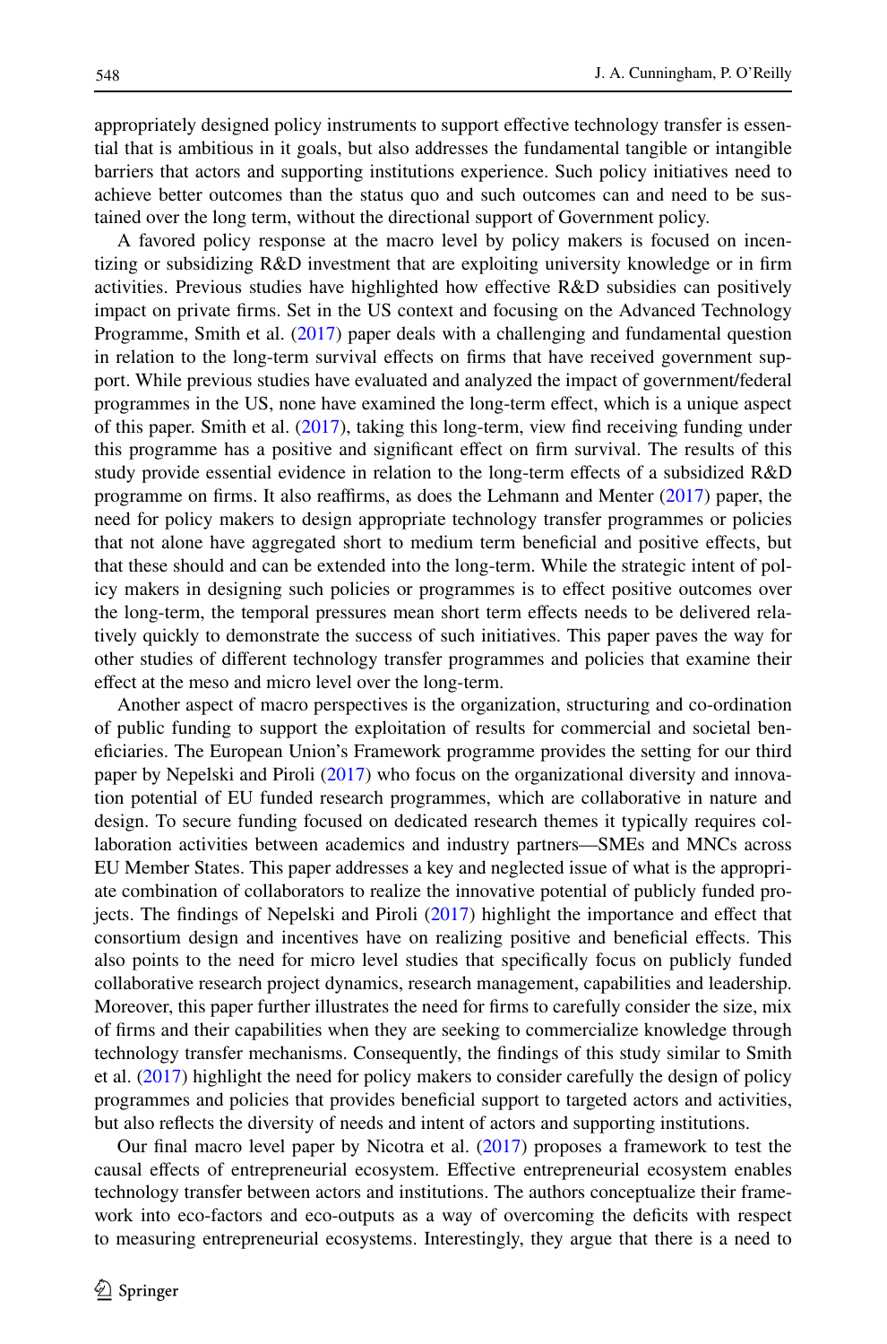appropriately designed policy instruments to support effective technology transfer is essential that is ambitious in it goals, but also addresses the fundamental tangible or intangible barriers that actors and supporting institutions experience. Such policy initiatives need to achieve better outcomes than the status quo and such outcomes can and need to be sustained over the long term, without the directional support of Government policy.

A favored policy response at the macro level by policy makers is focused on incentizing or subsidizing R&D investment that are exploiting university knowledge or in firm activities. Previous studies have highlighted how effective R&D subsidies can positively impact on private firms. Set in the US context and focusing on the Advanced Technology Programme, Smith et al. (2017) paper deals with a challenging and fundamental question in relation to the long-term survival effects on firms that have received government support. While previous studies have evaluated and analyzed the impact of government/federal programmes in the US, none have examined the long-term effect, which is a unique aspect of this paper. Smith et al. (2017), taking this long-term, view find receiving funding under this programme has a positive and significant effect on firm survival. The results of this study provide essential evidence in relation to the long-term effects of a subsidized R&D programme on firms. It also reaffirms, as does the Lehmann and Menter (2017) paper, the need for policy makers to design appropriate technology transfer programmes or policies that not alone have aggregated short to medium term beneficial and positive effects, but that these should and can be extended into the long-term. While the strategic intent of policy makers in designing such policies or programmes is to effect positive outcomes over the long-term, the temporal pressures mean short term effects needs to be delivered relatively quickly to demonstrate the success of such initiatives. This paper paves the way for other studies of different technology transfer programmes and policies that examine their effect at the meso and micro level over the long-term.

Another aspect of macro perspectives is the organization, structuring and co-ordination of public funding to support the exploitation of results for commercial and societal beneficiaries. The European Union's Framework programme provides the setting for our third paper by Nepelski and Piroli (2017) who focus on the organizational diversity and innovation potential of EU funded research programmes, which are collaborative in nature and design. To secure funding focused on dedicated research themes it typically requires collaboration activities between academics and industry partners—SMEs and MNCs across EU Member States. This paper addresses a key and neglected issue of what is the appropriate combination of collaborators to realize the innovative potential of publicly funded projects. The findings of Nepelski and Piroli (2017) highlight the importance and effect that consortium design and incentives have on realizing positive and beneficial effects. This also points to the need for micro level studies that specifically focus on publicly funded collaborative research project dynamics, research management, capabilities and leadership. Moreover, this paper further illustrates the need for firms to carefully consider the size, mix of firms and their capabilities when they are seeking to commercialize knowledge through technology transfer mechanisms. Consequently, the findings of this study similar to Smith et al. (2017) highlight the need for policy makers to consider carefully the design of policy programmes and policies that provides beneficial support to targeted actors and activities, but also reflects the diversity of needs and intent of actors and supporting institutions.

Our final macro level paper by Nicotra et al. (2017) proposes a framework to test the causal effects of entrepreneurial ecosystem. Effective entrepreneurial ecosystem enables technology transfer between actors and institutions. The authors conceptualize their framework into eco-factors and eco-outputs as a way of overcoming the deficits with respect to measuring entrepreneurial ecosystems. Interestingly, they argue that there is a need to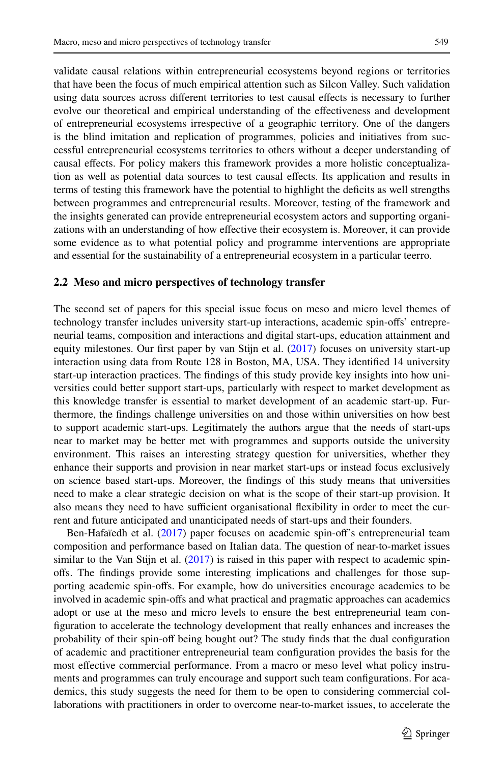validate causal relations within entrepreneurial ecosystems beyond regions or territories that have been the focus of much empirical attention such as Silcon Valley. Such validation using data sources across different territories to test causal effects is necessary to further evolve our theoretical and empirical understanding of the effectiveness and development of entrepreneurial ecosystems irrespective of a geographic territory. One of the dangers is the blind imitation and replication of programmes, policies and initiatives from successful entrepreneurial ecosystems territories to others without a deeper understanding of causal effects. For policy makers this framework provides a more holistic conceptualization as well as potential data sources to test causal effects. Its application and results in terms of testing this framework have the potential to highlight the deficits as well strengths between programmes and entrepreneurial results. Moreover, testing of the framework and the insights generated can provide entrepreneurial ecosystem actors and supporting organizations with an understanding of how effective their ecosystem is. Moreover, it can provide some evidence as to what potential policy and programme interventions are appropriate and essential for the sustainability of a entrepreneurial ecosystem in a particular teerro.

### 2.2 Meso and micro perspectives of technology transfer

The second set of papers for this special issue focus on meso and micro level themes of technology transfer includes university start-up interactions, academic spin-offs' entrepreneurial teams, composition and interactions and digital start-ups, education attainment and equity milestones. Our first paper by van Stijn et al. (2017) focuses on university start-up interaction using data from Route 128 in Boston, MA, USA. They identified 14 university start-up interaction practices. The findings of this study provide key insights into how universities could better support start-ups, particularly with respect to market development as this knowledge transfer is essential to market development of an academic start-up. Furthermore, the findings challenge universities on and those within universities on how best to support academic start-ups. Legitimately the authors argue that the needs of start-ups near to market may be better met with programmes and supports outside the university environment. This raises an interesting strategy question for universities, whether they enhance their supports and provision in near market start-ups or instead focus exclusively on science based start-ups. Moreover, the findings of this study means that universities need to make a clear strategic decision on what is the scope of their start-up provision. It also means they need to have sufficient organisational flexibility in order to meet the current and future anticipated and unanticipated needs of start-ups and their founders.

Ben-Hafaïedh et al. (2017) paper focuses on academic spin-off's entrepreneurial team composition and performance based on Italian data. The question of near-to-market issues similar to the Van Stijn et al. (2017) is raised in this paper with respect to academic spin-offs. The findings provide some interesting implications and challenges for those supporting academic spin-offs. For example, how do universities encourage academics to be involved in academic spin-offs and what practical and pragmatic approaches can academics adopt or use at the meso and micro levels to ensure the best entrepreneurial team configuration to accelerate the technology development that really enhances and increases the probability of their spin-off being bought out? The study finds that the dual configuration of academic and practitioner entrepreneurial team configuration provides the basis for the most effective commercial performance. From a macro or meso level what policy instruments and programmes can truly encourage and support such team configurations. For academics, this study suggests the need for them to be open to considering commercial collaborations with practitioners in order to overcome near-to-market issues, to accelerate the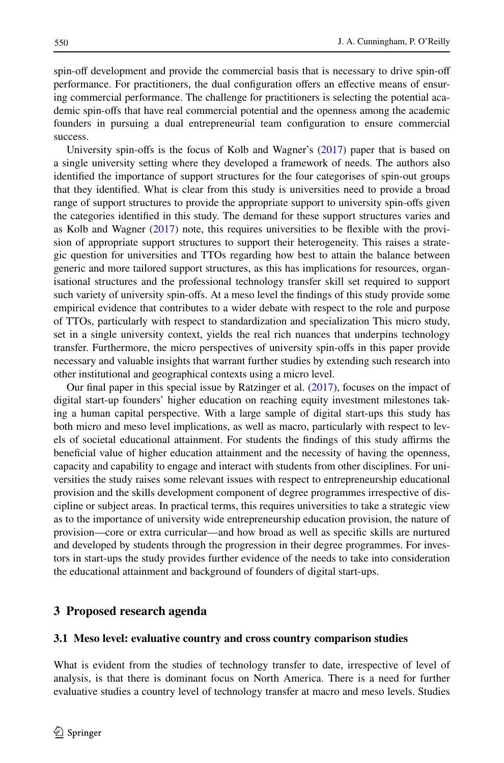spin-off development and provide the commercial basis that is necessary to drive spin-off performance. For practitioners, the dual configuration offers an effective means of ensuring commercial performance. The challenge for practitioners is selecting the potential academic spin-offs that have real commercial potential and the openness among the academic founders in pursuing a dual entrepreneurial team configuration to ensure commercial success.

University spin-offs is the focus of Kolb and Wagner's (2017) paper that is based on a single university setting where they developed a framework of needs. The authors also identified the importance of support structures for the four categorises of spin-out groups that they identified. What is clear from this study is universities need to provide a broad range of support structures to provide the appropriate support to university spin-offs given the categories identified in this study. The demand for these support structures varies and as Kolb and Wagner (2017) note, this requires universities to be flexible with the provision of appropriate support structures to support their heterogeneity. This raises a strategic question for universities and TTOs regarding how best to attain the balance between generic and more tailored support structures, as this has implications for resources, organisational structures and the professional technology transfer skill set required to support such variety of university spin-offs. At a meso level the findings of this study provide some empirical evidence that contributes to a wider debate with respect to the role and purpose of TTOs, particularly with respect to standardization and specialization This micro study, set in a single university context, yields the real rich nuances that underpins technology transfer. Furthermore, the micro perspectives of university spin-offs in this paper provide necessary and valuable insights that warrant further studies by extending such research into other institutional and geographical contexts using a micro level.

Our final paper in this special issue by Ratzinger et al. (2017), focuses on the impact of digital start-up founders' higher education on reaching equity investment milestones taking a human capital perspective. With a large sample of digital start-ups this study has both micro and meso level implications, as well as macro, particularly with respect to levels of societal educational attainment. For students the findings of this study affirms the beneficial value of higher education attainment and the necessity of having the openness, capacity and capability to engage and interact with students from other disciplines. For universities the study raises some relevant issues with respect to entrepreneurship educational provision and the skills development component of degree programmes irrespective of discipline or subject areas. In practical terms, this requires universities to take a strategic view as to the importance of university wide entrepreneurship education provision, the nature of provision—core or extra curricular—and how broad as well as specific skills are nurtured and developed by students through the progression in their degree programmes. For investors in start-ups the study provides further evidence of the needs to take into consideration the educational attainment and background of founders of digital start-ups.

## 3 Proposed research agenda

### 3.1 Meso level: evaluative country and cross country comparison studies

What is evident from the studies of technology transfer to date, irrespective of level of analysis, is that there is dominant focus on North America. There is a need for further evaluative studies a country level of technology transfer at macro and meso levels. Studies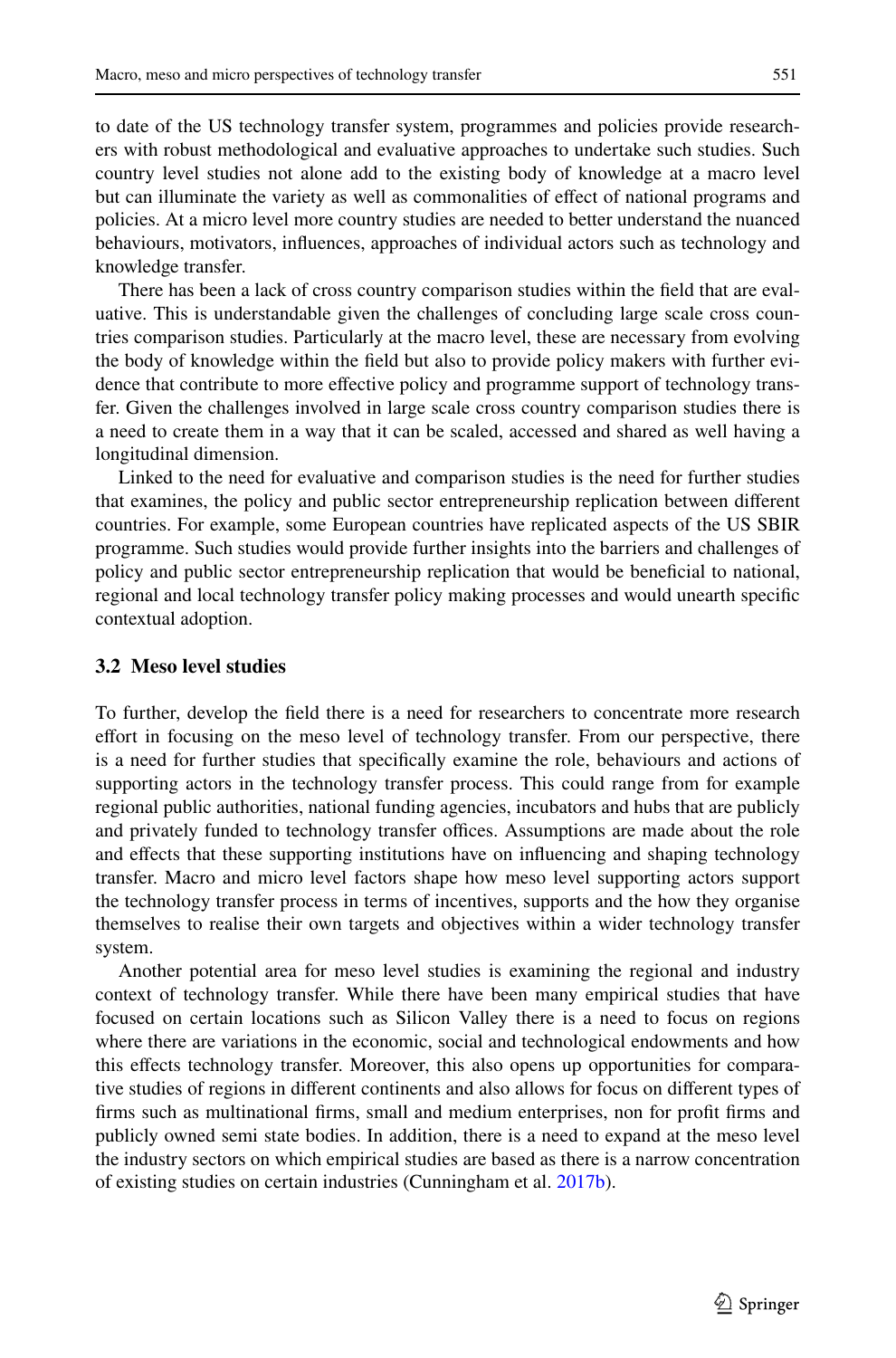to date of the US technology transfer system, programmes and policies provide researchers with robust methodological and evaluative approaches to undertake such studies. Such country level studies not alone add to the existing body of knowledge at a macro level but can illuminate the variety as well as commonalities of effect of national programs and policies. At a micro level more country studies are needed to better understand the nuanced behaviours, motivators, influences, approaches of individual actors such as technology and knowledge transfer.

There has been a lack of cross country comparison studies within the field that are evaluative. This is understandable given the challenges of concluding large scale cross countries comparison studies. Particularly at the macro level, these are necessary from evolving the body of knowledge within the field but also to provide policy makers with further evidence that contribute to more effective policy and programme support of technology transfer. Given the challenges involved in large scale cross country comparison studies there is a need to create them in a way that it can be scaled, accessed and shared as well having a longitudinal dimension.

Linked to the need for evaluative and comparison studies is the need for further studies that examines, the policy and public sector entrepreneurship replication between different countries. For example, some European countries have replicated aspects of the US SBIR programme. Such studies would provide further insights into the barriers and challenges of policy and public sector entrepreneurship replication that would be beneficial to national, regional and local technology transfer policy making processes and would unearth specific contextual adoption.

### 3.2 Meso level studies

To further, develop the field there is a need for researchers to concentrate more research effort in focusing on the meso level of technology transfer. From our perspective, there is a need for further studies that specifically examine the role, behaviours and actions of supporting actors in the technology transfer process. This could range from for example regional public authorities, national funding agencies, incubators and hubs that are publicly and privately funded to technology transfer offices. Assumptions are made about the role and effects that these supporting institutions have on influencing and shaping technology transfer. Macro and micro level factors shape how meso level supporting actors support the technology transfer process in terms of incentives, supports and the how they organise themselves to realise their own targets and objectives within a wider technology transfer system.

Another potential area for meso level studies is examining the regional and industry context of technology transfer. While there have been many empirical studies that have focused on certain locations such as Silicon Valley there is a need to focus on regions where there are variations in the economic, social and technological endowments and how this effects technology transfer. Moreover, this also opens up opportunities for comparative studies of regions in different continents and also allows for focus on different types of firms such as multinational firms, small and medium enterprises, non for profit firms and publicly owned semi state bodies. In addition, there is a need to expand at the meso level the industry sectors on which empirical studies are based as there is a narrow concentration of existing studies on certain industries (Cunningham et al. 2017b).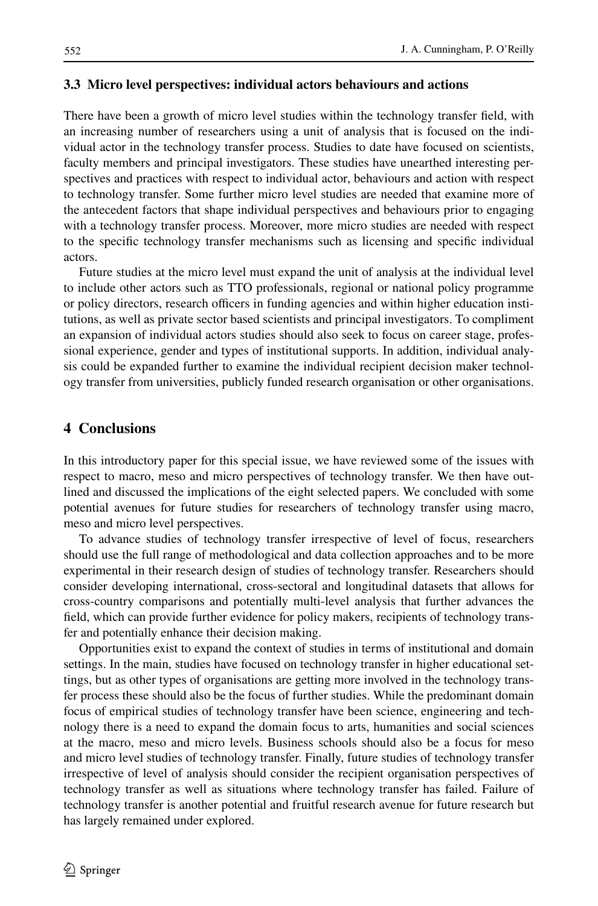### 3.3 Micro level perspectives: individual actors behaviours and actions

There have been a growth of micro level studies within the technology transfer field, with an increasing number of researchers using a unit of analysis that is focused on the individual actor in the technology transfer process. Studies to date have focused on scientists, faculty members and principal investigators. These studies have unearthed interesting perspectives and practices with respect to individual actor, behaviours and action with respect to technology transfer. Some further micro level studies are needed that examine more of the antecedent factors that shape individual perspectives and behaviours prior to engaging with a technology transfer process. Moreover, more micro studies are needed with respect to the specific technology transfer mechanisms such as licensing and specific individual actors.

Future studies at the micro level must expand the unit of analysis at the individual level to include other actors such as TTO professionals, regional or national policy programme or policy directors, research officers in funding agencies and within higher education institutions, as well as private sector based scientists and principal investigators. To compliment an expansion of individual actors studies should also seek to focus on career stage, professional experience, gender and types of institutional supports. In addition, individual analysis could be expanded further to examine the individual recipient decision maker technology transfer from universities, publicly funded research organisation or other organisations.

## 4 Conclusions

In this introductory paper for this special issue, we have reviewed some of the issues with respect to macro, meso and micro perspectives of technology transfer. We then have outlined and discussed the implications of the eight selected papers. We concluded with some potential avenues for future studies for researchers of technology transfer using macro, meso and micro level perspectives.

To advance studies of technology transfer irrespective of level of focus, researchers should use the full range of methodological and data collection approaches and to be more experimental in their research design of studies of technology transfer. Researchers should consider developing international, cross-sectoral and longitudinal datasets that allows for cross-country comparisons and potentially multi-level analysis that further advances the field, which can provide further evidence for policy makers, recipients of technology transfer and potentially enhance their decision making.

Opportunities exist to expand the context of studies in terms of institutional and domain settings. In the main, studies have focused on technology transfer in higher educational settings, but as other types of organisations are getting more involved in the technology transfer process these should also be the focus of further studies. While the predominant domain focus of empirical studies of technology transfer have been science, engineering and technology there is a need to expand the domain focus to arts, humanities and social sciences at the macro, meso and micro levels. Business schools should also be a focus for meso and micro level studies of technology transfer. Finally, future studies of technology transfer irrespective of level of analysis should consider the recipient organisation perspectives of technology transfer as well as situations where technology transfer has failed. Failure of technology transfer is another potential and fruitful research avenue for future research but has largely remained under explored.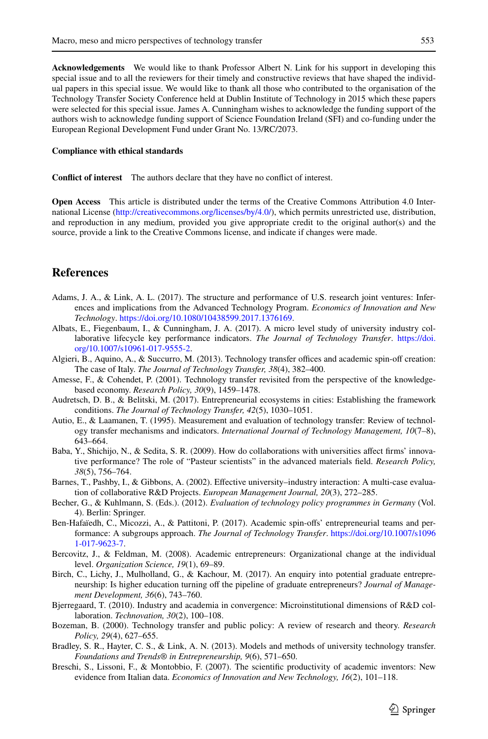**Acknowledgements** We would like to thank Professor Albert N. Link for his support in developing this special issue and to all the reviewers for their timely and constructive reviews that have shaped the individual papers in this special issue. We would like to thank all those who contributed to the organisation of the Technology Transfer Society Conference held at Dublin Institute of Technology in 2015 which these papers were selected for this special issue. James A. Cunningham wishes to acknowledge the funding support of the authors wish to acknowledge funding support of Science Foundation Ireland (SFI) and co-funding under the European Regional Development Fund under Grant No. 13/RC/2073.

**Compliance with ethical standards**

**Conflict of interest** The authors declare that they have no conflict of interest.

**Open Access** This article is distributed under the terms of the Creative Commons Attribution 4.0 International License (http://creativecommons.org/licenses/by/4.0/), which permits unrestricted use, distribution, and reproduction in any medium, provided you give appropriate credit to the original author(s) and the source, provide a link to the Creative Commons license, and indicate if changes were made.

## References

Adams, J. A., & Link, A. L. (2017). The structure and performance of U.S. research joint ventures: Inferences and implications from the Advanced Technology Program. *Economics of Innovation and New Technology*. https://doi.org/10.1080/10438599.2017.1376169.

Albats, E., Fiegenbaum, I., & Cunningham, J. A. (2017). A micro level study of university industry collaborative lifecycle key performance indicators. *The Journal of Technology Transfer*. https://doi.org/10.1007/s10961-017-9555-2.

Algieri, B., Aquino, A., & Succurro, M. (2013). Technology transfer offices and academic spin-off creation: The case of Italy. *The Journal of Technology Transfer, 38*(4), 382–400.

Amesse, F., & Cohendet, P. (2001). Technology transfer revisited from the perspective of the knowledge-based economy. *Research Policy, 30*(9), 1459–1478.

Audretsch, D. B., & Belitski, M. (2017). Entrepreneurial ecosystems in cities: Establishing the framework conditions. *The Journal of Technology Transfer, 42*(5), 1030–1051.

Autio, E., & Laamanen, T. (1995). Measurement and evaluation of technology transfer: Review of technology transfer mechanisms and indicators. *International Journal of Technology Management, 10*(7–8), 643–664.

Baba, Y., Shichijo, N., & Sedita, S. R. (2009). How do collaborations with universities affect firms' innovative performance? The role of "Pasteur scientists" in the advanced materials field. *Research Policy, 38*(5), 756–764.

Barnes, T., Pashby, I., & Gibbons, A. (2002). Effective university–industry interaction: A multi-case evaluation of collaborative R&D Projects. *European Management Journal, 20*(3), 272–285.

Becher, G., & Kuhlmann, S. (Eds.). (2012). *Evaluation of technology policy programmes in Germany* (Vol. 4). Berlin: Springer.

Ben-Hafaïedh, C., Micozzi, A., & Pattitoni, P. (2017). Academic spin-offs' entrepreneurial teams and performance: A subgroups approach. *The Journal of Technology Transfer*. https://doi.org/10.1007/s10961-017-9623-7.

Bercovitz, J., & Feldman, M. (2008). Academic entrepreneurs: Organizational change at the individual level. *Organization Science, 19*(1), 69–89.

Birch, C., Lichy, J., Mulholland, G., & Kachour, M. (2017). An enquiry into potential graduate entrepreneurship: Is higher education turning off the pipeline of graduate entrepreneurs? *Journal of Management Development, 36*(6), 743–760.

Bjerregaard, T. (2010). Industry and academia in convergence: Microinstitutional dimensions of R&D collaboration. *Technovation, 30*(2), 100–108.

Bozeman, B. (2000). Technology transfer and public policy: A review of research and theory. *Research Policy, 29*(4), 627–655.

Bradley, S. R., Hayter, C. S., & Link, A. N. (2013). Models and methods of university technology transfer. *Foundations and Trends® in Entrepreneurship, 9*(6), 571–650.

Breschi, S., Lissoni, F., & Montobbio, F. (2007). The scientific productivity of academic inventors: New evidence from Italian data. *Economics of Innovation and New Technology, 16*(2), 101–118.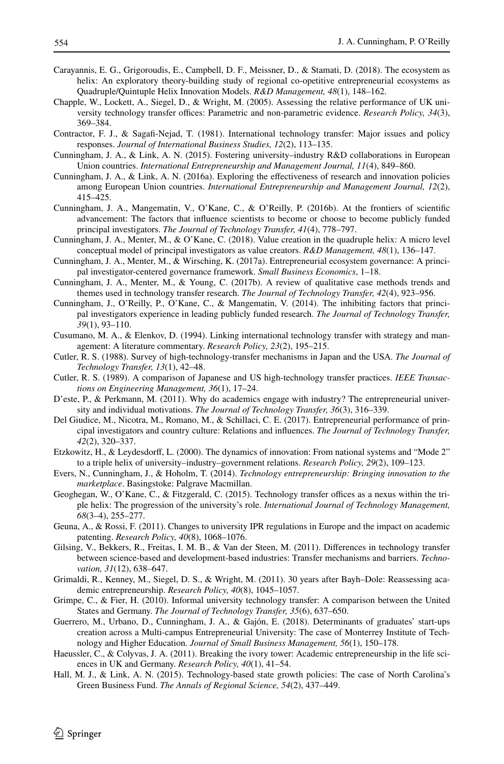Carayannis, E. G., Grigoroudis, E., Campbell, D. F., Meissner, D., & Stamati, D. (2018). The ecosystem as helix: An exploratory theory-building study of regional co-opetitive entrepreneurial ecosystems as Quadruple/Quintuple Helix Innovation Models. *R&D Management, 48*(1), 148–162.

Chapple, W., Lockett, A., Siegel, D., & Wright, M. (2005). Assessing the relative performance of UK university technology transfer offices: Parametric and non-parametric evidence. *Research Policy, 34*(3), 369–384.

Contractor, F. J., & Sagafi-Nejad, T. (1981). International technology transfer: Major issues and policy responses. *Journal of International Business Studies, 12*(2), 113–135.

Cunningham, J. A., & Link, A. N. (2015). Fostering university–industry R&D collaborations in European Union countries. *International Entrepreneurship and Management Journal, 11*(4), 849–860.

Cunningham, J. A., & Link, A. N. (2016a). Exploring the effectiveness of research and innovation policies among European Union countries. *International Entrepreneurship and Management Journal, 12*(2), 415–425.

Cunningham, J. A., Mangematin, V., O'Kane, C., & O'Reilly, P. (2016b). At the frontiers of scientific advancement: The factors that influence scientists to become or choose to become publicly funded principal investigators. *The Journal of Technology Transfer, 41*(4), 778–797.

Cunningham, J. A., Menter, M., & O'Kane, C. (2018). Value creation in the quadruple helix: A micro level conceptual model of principal investigators as value creators. *R&D Management, 48*(1), 136–147.

Cunningham, J. A., Menter, M., & Wirsching, K. (2017a). Entrepreneurial ecosystem governance: A principal investigator-centered governance framework. *Small Business Economics*, 1–18.

Cunningham, J. A., Menter, M., & Young, C. (2017b). A review of qualitative case methods trends and themes used in technology transfer research. *The Journal of Technology Transfer, 42*(4), 923–956.

Cunningham, J., O'Reilly, P., O'Kane, C., & Mangematin, V. (2014). The inhibiting factors that principal investigators experience in leading publicly funded research. *The Journal of Technology Transfer, 39*(1), 93–110.

Cusumano, M. A., & Elenkov, D. (1994). Linking international technology transfer with strategy and management: A literature commentary. *Research Policy, 23*(2), 195–215.

Cutler, R. S. (1988). Survey of high-technology-transfer mechanisms in Japan and the USA. *The Journal of Technology Transfer, 13*(1), 42–48.

Cutler, R. S. (1989). A comparison of Japanese and US high-technology transfer practices. *IEEE Transactions on Engineering Management, 36*(1), 17–24.

D'este, P., & Perkmann, M. (2011). Why do academics engage with industry? The entrepreneurial university and individual motivations. *The Journal of Technology Transfer, 36*(3), 316–339.

Del Giudice, M., Nicotra, M., Romano, M., & Schillaci, C. E. (2017). Entrepreneurial performance of principal investigators and country culture: Relations and influences. *The Journal of Technology Transfer, 42*(2), 320–337.

Etzkowitz, H., & Leydesdorff, L. (2000). The dynamics of innovation: From national systems and "Mode 2" to a triple helix of university–industry–government relations. *Research Policy, 29*(2), 109–123.

Evers, N., Cunningham, J., & Hoholm, T. (2014). *Technology entrepreneurship: Bringing innovation to the marketplace*. Basingstoke: Palgrave Macmillan.

Geoghegan, W., O'Kane, C., & Fitzgerald, C. (2015). Technology transfer offices as a nexus within the triple helix: The progression of the university's role. *International Journal of Technology Management, 68*(3–4), 255–277.

Geuna, A., & Rossi, F. (2011). Changes to university IPR regulations in Europe and the impact on academic patenting. *Research Policy, 40*(8), 1068–1076.

Gilsing, V., Bekkers, R., Freitas, I. M. B., & Van der Steen, M. (2011). Differences in technology transfer between science-based and development-based industries: Transfer mechanisms and barriers. *Technovation, 31*(12), 638–647.

Grimaldi, R., Kenney, M., Siegel, D. S., & Wright, M. (2011). 30 years after Bayh–Dole: Reassessing academic entrepreneurship. *Research Policy, 40*(8), 1045–1057.

Grimpe, C., & Fier, H. (2010). Informal university technology transfer: A comparison between the United States and Germany. *The Journal of Technology Transfer, 35*(6), 637–650.

Guerrero, M., Urbano, D., Cunningham, J. A., & Gajón, E. (2018). Determinants of graduates' start-ups creation across a Multi-campus Entrepreneurial University: The case of Monterrey Institute of Technology and Higher Education. *Journal of Small Business Management, 56*(1), 150–178.

Haeussler, C., & Colyvas, J. A. (2011). Breaking the ivory tower: Academic entrepreneurship in the life sciences in UK and Germany. *Research Policy, 40*(1), 41–54.

Hall, M. J., & Link, A. N. (2015). Technology-based state growth policies: The case of North Carolina's Green Business Fund. *The Annals of Regional Science, 54*(2), 437–449.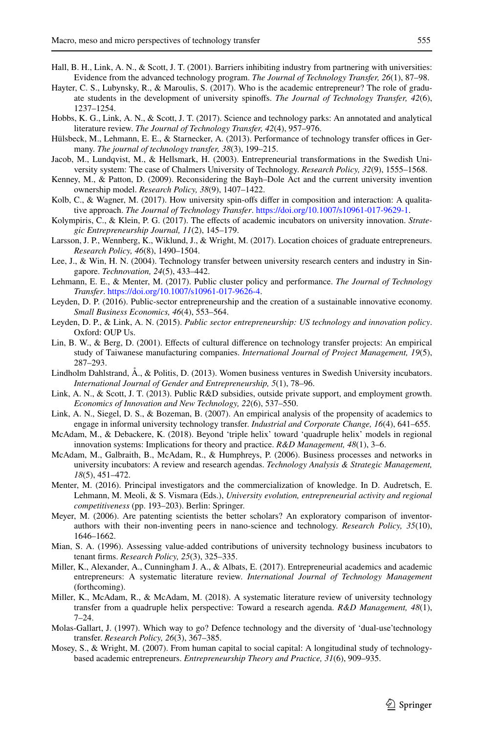Hall, B. H., Link, A. N., & Scott, J. T. (2001). Barriers inhibiting industry from partnering with universities: Evidence from the advanced technology program. *The Journal of Technology Transfer, 26*(1), 87–98.

Hayter, C. S., Lubynsky, R., & Maroulis, S. (2017). Who is the academic entrepreneur? The role of graduate students in the development of university spinoffs. *The Journal of Technology Transfer, 42*(6), 1237–1254.

Hobbs, K. G., Link, A. N., & Scott, J. T. (2017). Science and technology parks: An annotated and analytical literature review. *The Journal of Technology Transfer, 42*(4), 957–976.

Hülsbeck, M., Lehmann, E. E., & Starnecker, A. (2013). Performance of technology transfer offices in Germany. *The journal of technology transfer, 38*(3), 199–215.

Jacob, M., Lundqvist, M., & Hellsmark, H. (2003). Entrepreneurial transformations in the Swedish University system: The case of Chalmers University of Technology. *Research Policy, 32*(9), 1555–1568.

Kenney, M., & Patton, D. (2009). Reconsidering the Bayh–Dole Act and the current university invention ownership model. *Research Policy, 38*(9), 1407–1422.

Kolb, C., & Wagner, M. (2017). How university spin-offs differ in composition and interaction: A qualitative approach. *The Journal of Technology Transfer*. https://doi.org/10.1007/s10961-017-9629-1.

Kolympiris, C., & Klein, P. G. (2017). The effects of academic incubators on university innovation. *Strategic Entrepreneurship Journal, 11*(2), 145–179.

Larsson, J. P., Wennberg, K., Wiklund, J., & Wright, M. (2017). Location choices of graduate entrepreneurs. *Research Policy, 46*(8), 1490–1504.

Lee, J., & Win, H. N. (2004). Technology transfer between university research centers and industry in Singapore. *Technovation, 24*(5), 433–442.

Lehmann, E. E., & Menter, M. (2017). Public cluster policy and performance. *The Journal of Technology Transfer*. https://doi.org/10.1007/s10961-017-9626-4.

Leyden, D. P. (2016). Public-sector entrepreneurship and the creation of a sustainable innovative economy. *Small Business Economics, 46*(4), 553–564.

Leyden, D. P., & Link, A. N. (2015). *Public sector entrepreneurship: US technology and innovation policy*. Oxford: OUP Us.

Lin, B. W., & Berg, D. (2001). Effects of cultural difference on technology transfer projects: An empirical study of Taiwanese manufacturing companies. *International Journal of Project Management, 19*(5), 287–293.

Lindholm Dahlstrand, Å., & Politis, D. (2013). Women business ventures in Swedish University incubators. *International Journal of Gender and Entrepreneurship, 5*(1), 78–96.

Link, A. N., & Scott, J. T. (2013). Public R&D subsidies, outside private support, and employment growth. *Economics of Innovation and New Technology, 22*(6), 537–550.

Link, A. N., Siegel, D. S., & Bozeman, B. (2007). An empirical analysis of the propensity of academics to engage in informal university technology transfer. *Industrial and Corporate Change, 16*(4), 641–655.

McAdam, M., & Debackere, K. (2018). Beyond 'triple helix' toward 'quadruple helix' models in regional innovation systems: Implications for theory and practice. *R&D Management, 48*(1), 3–6.

McAdam, M., Galbraith, B., McAdam, R., & Humphreys, P. (2006). Business processes and networks in university incubators: A review and research agendas. *Technology Analysis & Strategic Management, 18*(5), 451–472.

Menter, M. (2016). Principal investigators and the commercialization of knowledge. In D. Audretsch, E. Lehmann, M. Meoli, & S. Vismara (Eds.), *University evolution, entrepreneurial activity and regional competitiveness* (pp. 193–203). Berlin: Springer.

Meyer, M. (2006). Are patenting scientists the better scholars? An exploratory comparison of inventor-authors with their non-inventing peers in nano-science and technology. *Research Policy, 35*(10), 1646–1662.

Mian, S. A. (1996). Assessing value-added contributions of university technology business incubators to tenant firms. *Research Policy, 25*(3), 325–335.

Miller, K., Alexander, A., Cunningham J. A., & Albats, E. (2017). Entrepreneurial academics and academic entrepreneurs: A systematic literature review. *International Journal of Technology Management* (forthcoming).

Miller, K., McAdam, R., & McAdam, M. (2018). A systematic literature review of university technology transfer from a quadruple helix perspective: Toward a research agenda. *R&D Management, 48*(1), 7–24.

Molas-Gallart, J. (1997). Which way to go? Defence technology and the diversity of 'dual-use'technology transfer. *Research Policy, 26*(3), 367–385.

Mosey, S., & Wright, M. (2007). From human capital to social capital: A longitudinal study of technology-based academic entrepreneurs. *Entrepreneurship Theory and Practice, 31*(6), 909–935.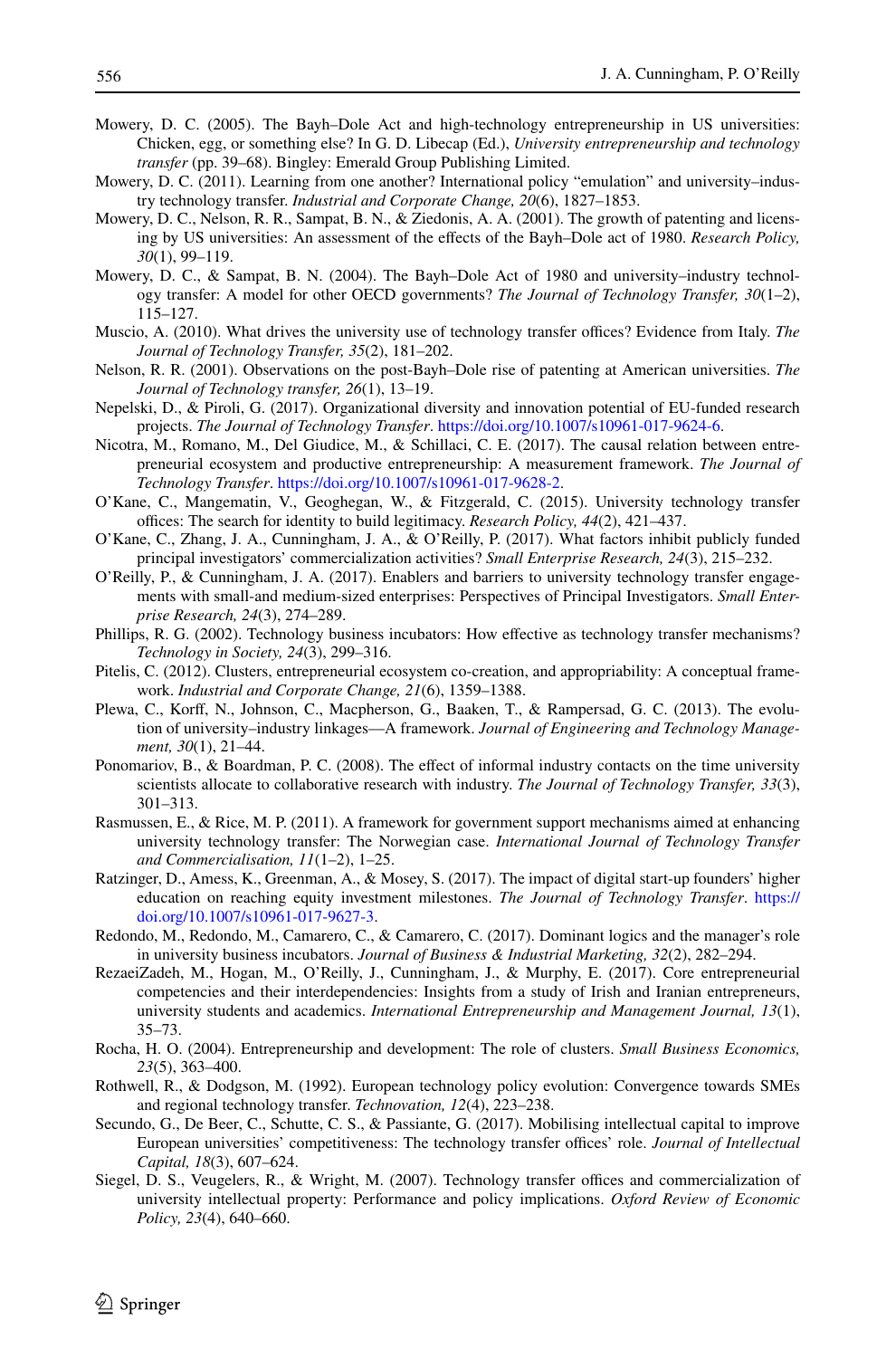Mowery, D. C. (2005). The Bayh–Dole Act and high-technology entrepreneurship in US universities: Chicken, egg, or something else? In G. D. Libecap (Ed.), *University entrepreneurship and technology transfer* (pp. 39–68). Bingley: Emerald Group Publishing Limited.

Mowery, D. C. (2011). Learning from one another? International policy "emulation" and university–industry technology transfer. *Industrial and Corporate Change, 20*(6), 1827–1853.

Mowery, D. C., Nelson, R. R., Sampat, B. N., & Ziedonis, A. A. (2001). The growth of patenting and licensing by US universities: An assessment of the effects of the Bayh–Dole act of 1980. *Research Policy, 30*(1), 99–119.

Mowery, D. C., & Sampat, B. N. (2004). The Bayh–Dole Act of 1980 and university–industry technology transfer: A model for other OECD governments? *The Journal of Technology Transfer, 30*(1–2), 115–127.

Muscio, A. (2010). What drives the university use of technology transfer offices? Evidence from Italy. *The Journal of Technology Transfer, 35*(2), 181–202.

Nelson, R. R. (2001). Observations on the post-Bayh–Dole rise of patenting at American universities. *The Journal of Technology transfer, 26*(1), 13–19.

Nepelski, D., & Piroli, G. (2017). Organizational diversity and innovation potential of EU-funded research projects. *The Journal of Technology Transfer*. https://doi.org/10.1007/s10961-017-9624-6.

Nicotra, M., Romano, M., Del Giudice, M., & Schillaci, C. E. (2017). The causal relation between entrepreneurial ecosystem and productive entrepreneurship: A measurement framework. *The Journal of Technology Transfer*. https://doi.org/10.1007/s10961-017-9628-2.

O'Kane, C., Mangematin, V., Geoghegan, W., & Fitzgerald, C. (2015). University technology transfer offices: The search for identity to build legitimacy. *Research Policy, 44*(2), 421–437.

O'Kane, C., Zhang, J. A., Cunningham, J. A., & O'Reilly, P. (2017). What factors inhibit publicly funded principal investigators' commercialization activities? *Small Enterprise Research, 24*(3), 215–232.

O'Reilly, P., & Cunningham, J. A. (2017). Enablers and barriers to university technology transfer engagements with small-and medium-sized enterprises: Perspectives of Principal Investigators. *Small Enterprise Research, 24*(3), 274–289.

Phillips, R. G. (2002). Technology business incubators: How effective as technology transfer mechanisms? *Technology in Society, 24*(3), 299–316.

Pitelis, C. (2012). Clusters, entrepreneurial ecosystem co-creation, and appropriability: A conceptual framework. *Industrial and Corporate Change, 21*(6), 1359–1388.

Plewa, C., Korff, N., Johnson, C., Macpherson, G., Baaken, T., & Rampersad, G. C. (2013). The evolution of university–industry linkages—A framework. *Journal of Engineering and Technology Management, 30*(1), 21–44.

Ponomariov, B., & Boardman, P. C. (2008). The effect of informal industry contacts on the time university scientists allocate to collaborative research with industry. *The Journal of Technology Transfer, 33*(3), 301–313.

Rasmussen, E., & Rice, M. P. (2011). A framework for government support mechanisms aimed at enhancing university technology transfer: The Norwegian case. *International Journal of Technology Transfer and Commercialisation, 11*(1–2), 1–25.

Ratzinger, D., Amess, K., Greenman, A., & Mosey, S. (2017). The impact of digital start-up founders' higher education on reaching equity investment milestones. *The Journal of Technology Transfer*. https://doi.org/10.1007/s10961-017-9627-3.

Redondo, M., Redondo, M., Camarero, C., & Camarero, C. (2017). Dominant logics and the manager's role in university business incubators. *Journal of Business & Industrial Marketing, 32*(2), 282–294.

RezaeiZadeh, M., Hogan, M., O'Reilly, J., Cunningham, J., & Murphy, E. (2017). Core entrepreneurial competencies and their interdependencies: Insights from a study of Irish and Iranian entrepreneurs, university students and academics. *International Entrepreneurship and Management Journal, 13*(1), 35–73.

Rocha, H. O. (2004). Entrepreneurship and development: The role of clusters. *Small Business Economics, 23*(5), 363–400.

Rothwell, R., & Dodgson, M. (1992). European technology policy evolution: Convergence towards SMEs and regional technology transfer. *Technovation, 12*(4), 223–238.

Secundo, G., De Beer, C., Schutte, C. S., & Passiante, G. (2017). Mobilising intellectual capital to improve European universities' competitiveness: The technology transfer offices' role. *Journal of Intellectual Capital, 18*(3), 607–624.

Siegel, D. S., Veugelers, R., & Wright, M. (2007). Technology transfer offices and commercialization of university intellectual property: Performance and policy implications. *Oxford Review of Economic Policy, 23*(4), 640–660.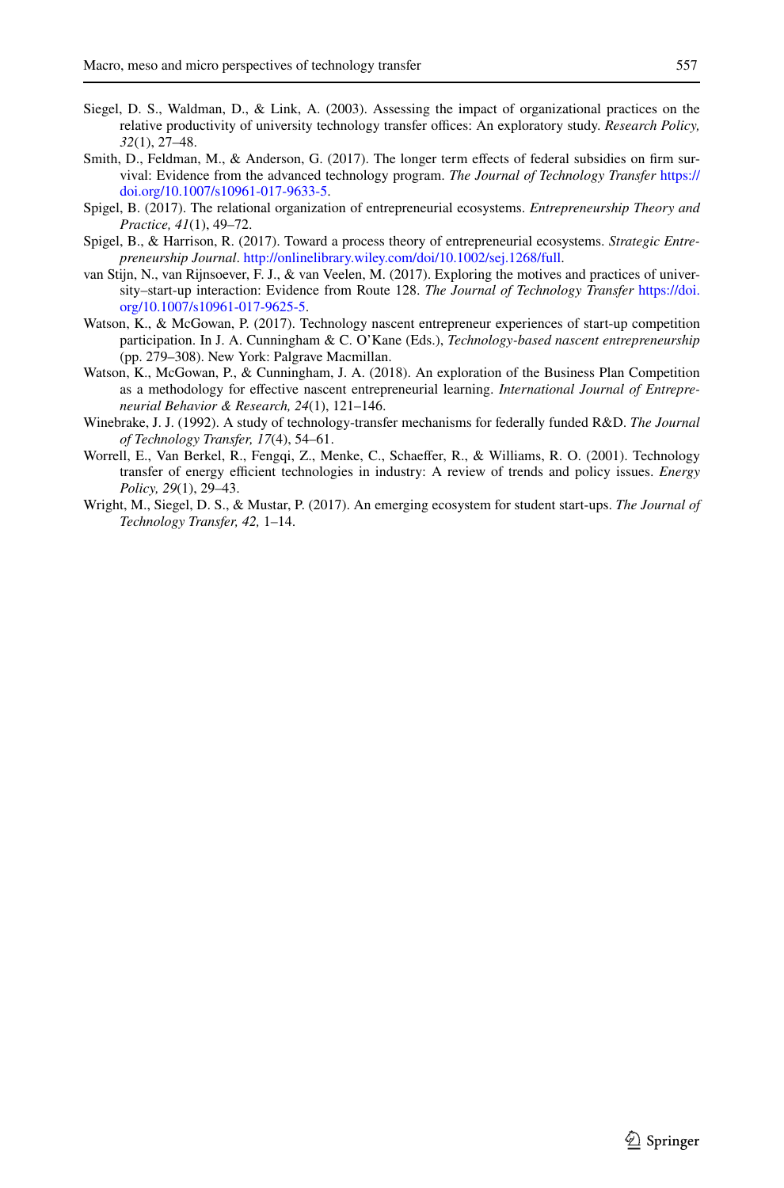Siegel, D. S., Waldman, D., & Link, A. (2003). Assessing the impact of organizational practices on the relative productivity of university technology transfer offices: An exploratory study. *Research Policy, 32*(1), 27–48.

Smith, D., Feldman, M., & Anderson, G. (2017). The longer term effects of federal subsidies on firm survival: Evidence from the advanced technology program. *The Journal of Technology Transfer* https://doi.org/10.1007/s10961-017-9633-5.

Spigel, B. (2017). The relational organization of entrepreneurial ecosystems. *Entrepreneurship Theory and Practice, 41*(1), 49–72.

Spigel, B., & Harrison, R. (2017). Toward a process theory of entrepreneurial ecosystems. *Strategic Entrepreneurship Journal*. http://onlinelibrary.wiley.com/doi/10.1002/sej.1268/full.

van Stijn, N., van Rijnsoever, F. J., & van Veelen, M. (2017). Exploring the motives and practices of university–start-up interaction: Evidence from Route 128. *The Journal of Technology Transfer* https://doi.org/10.1007/s10961-017-9625-5.

Watson, K., & McGowan, P. (2017). Technology nascent entrepreneur experiences of start-up competition participation. In J. A. Cunningham & C. O'Kane (Eds.), *Technology-based nascent entrepreneurship* (pp. 279–308). New York: Palgrave Macmillan.

Watson, K., McGowan, P., & Cunningham, J. A. (2018). An exploration of the Business Plan Competition as a methodology for effective nascent entrepreneurial learning. *International Journal of Entrepreneurial Behavior & Research, 24*(1), 121–146.

Winebrake, J. J. (1992). A study of technology-transfer mechanisms for federally funded R&D. *The Journal of Technology Transfer, 17*(4), 54–61.

Worrell, E., Van Berkel, R., Fengqi, Z., Menke, C., Schaeffer, R., & Williams, R. O. (2001). Technology transfer of energy efficient technologies in industry: A review of trends and policy issues. *Energy Policy, 29*(1), 29–43.

Wright, M., Siegel, D. S., & Mustar, P. (2017). An emerging ecosystem for student start-ups. *The Journal of Technology Transfer, 42,* 1–14.